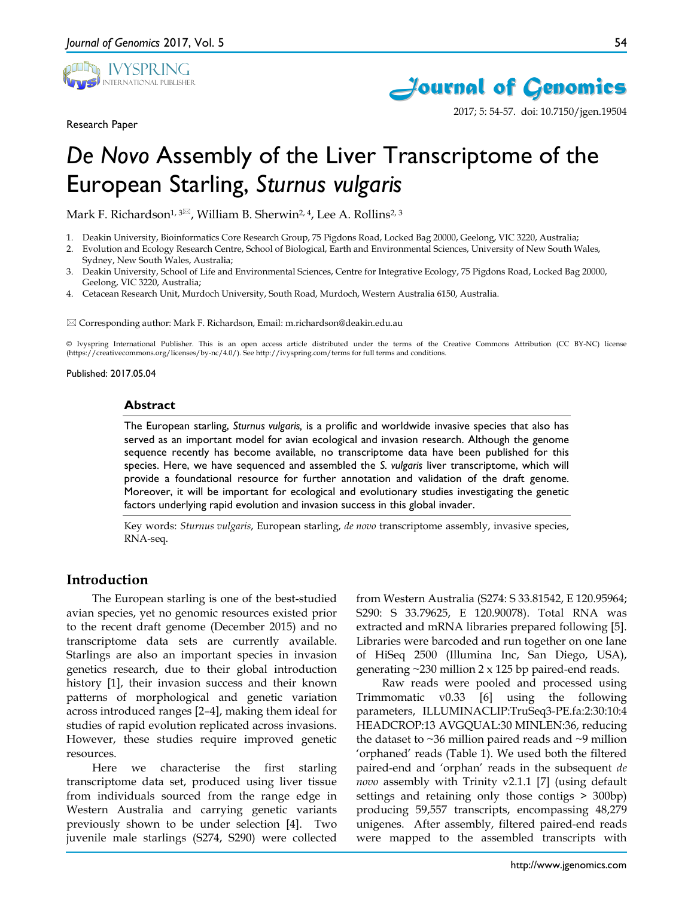Research Paper

# *De Novo* Assembly of the Liver Transcriptome of the European Starling, *Sturnus vulgaris*

Mark F. Richardson[1, 3✉], William B. Sherwin[2, 4], Lee A. Rollins[2, 3]

1. Deakin University, Bioinformatics Core Research Group, 75 Pigdons Road, Locked Bag 20000, Geelong, VIC 3220, Australia;
2. Evolution and Ecology Research Centre, School of Biological, Earth and Environmental Sciences, University of New South Wales, Sydney, New South Wales, Australia;
3. Deakin University, School of Life and Environmental Sciences, Centre for Integrative Ecology, 75 Pigdons Road, Locked Bag 20000, Geelong, VIC 3220, Australia;
4. Cetacean Research Unit, Murdoch University, South Road, Murdoch, Western Australia 6150, Australia.

✉ Corresponding author: Mark F. Richardson, Email: m.richardson@deakin.edu.au

© Ivyspring International Publisher. This is an open access article distributed under the terms of the Creative Commons Attribution (CC BY-NC) license (https://creativecommons.org/licenses/by-nc/4.0/). See http://ivyspring.com/terms for full terms and conditions.

Published: 2017.05.04

## Abstract

The European starling, *Sturnus vulgaris*, is a prolific and worldwide invasive species that also has served as an important model for avian ecological and invasion research. Although the genome sequence recently has become available, no transcriptome data have been published for this species. Here, we have sequenced and assembled the *S. vulgaris* liver transcriptome, which will provide a foundational resource for further annotation and validation of the draft genome. Moreover, it will be important for ecological and evolutionary studies investigating the genetic factors underlying rapid evolution and invasion success in this global invader.

Key words: *Sturnus vulgaris*, European starling, *de novo* transcriptome assembly, invasive species, RNA-seq.

## Introduction

The European starling is one of the best-studied avian species, yet no genomic resources existed prior to the recent draft genome (December 2015) and no transcriptome data sets are currently available. Starlings are also an important species in invasion genetics research, due to their global introduction history [1], their invasion success and their known patterns of morphological and genetic variation across introduced ranges [2–4], making them ideal for studies of rapid evolution replicated across invasions. However, these studies require improved genetic resources.

Here we characterise the first starling transcriptome data set, produced using liver tissue from individuals sourced from the range edge in Western Australia and carrying genetic variants previously shown to be under selection [4]. Two juvenile male starlings (S274, S290) were collected from Western Australia (S274: S 33.81542, E 120.95964; S290: S 33.79625, E 120.90078). Total RNA was extracted and mRNA libraries prepared following [5]. Libraries were barcoded and run together on one lane of HiSeq 2500 (Illumina Inc, San Diego, USA), generating ~230 million 2 x 125 bp paired-end reads.

Raw reads were pooled and processed using Trimmomatic v0.33 [6] using the following parameters, ILLUMINACLIP:TruSeq3-PE.fa:2:30:10:4 HEADCROP:13 AVGQUAL:30 MINLEN:36, reducing the dataset to ~36 million paired reads and ~9 million 'orphaned' reads (Table 1). We used both the filtered paired-end and 'orphan' reads in the subsequent *de novo* assembly with Trinity v2.1.1 [7] (using default settings and retaining only those contigs > 300bp) producing 59,557 transcripts, encompassing 48,279 unigenes. After assembly, filtered paired-end reads were mapped to the assembled transcripts with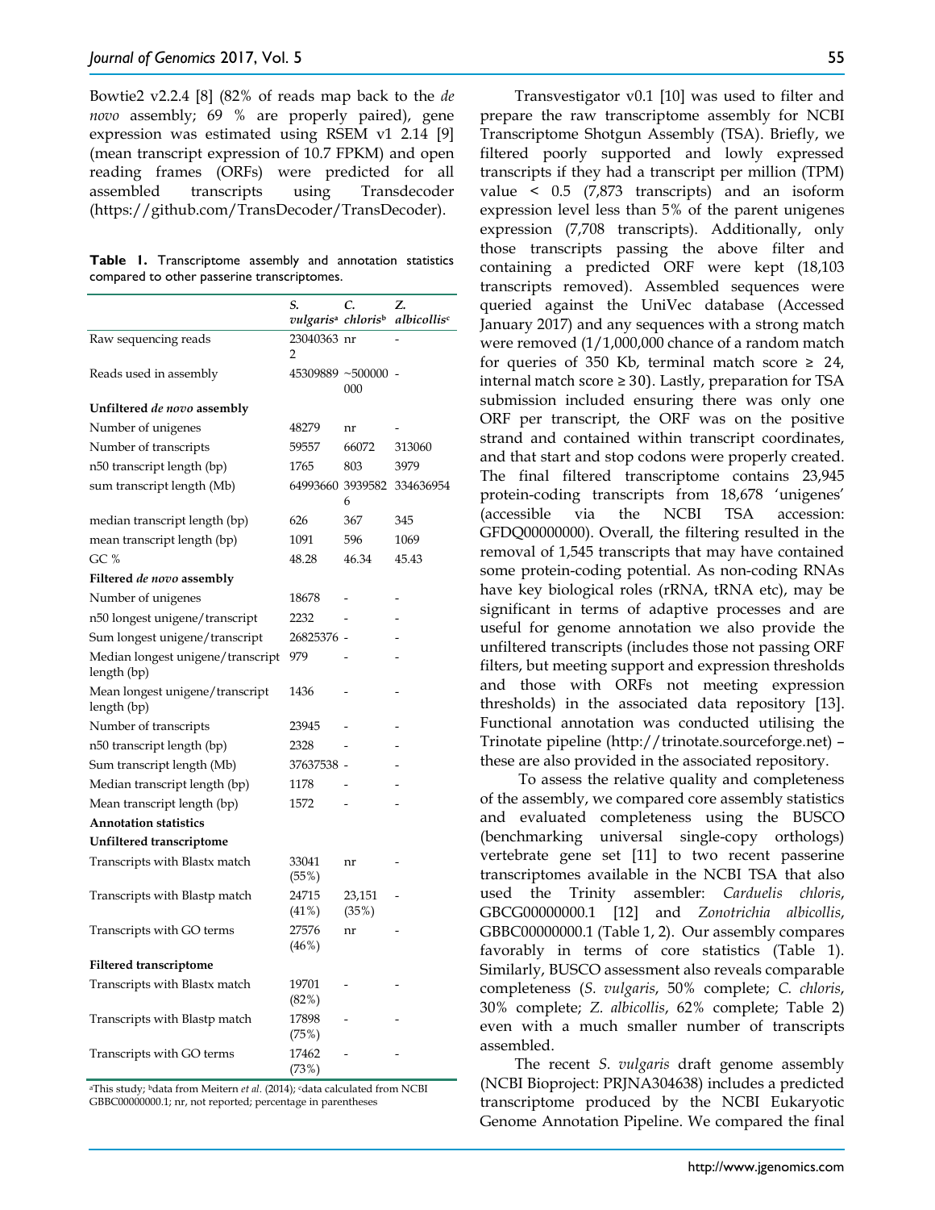Bowtie2 v2.2.4 [8] (82% of reads map back to the *de novo* assembly; 69 % are properly paired), gene expression was estimated using RSEM v1 2.14 [9] (mean transcript expression of 10.7 FPKM) and open reading frames (ORFs) were predicted for all assembled transcripts using Transdecoder (https://github.com/TransDecoder/TransDecoder).

**Table 1.** Transcriptome assembly and annotation statistics compared to other passerine transcriptomes.

| | *S. vulgaris*[a] | *C. chloris*[b] | *Z. albicollis*[c] |
|---|---|---|---|
| Raw sequencing reads | 230403632 | nr | - |
| Reads used in assembly | 45309889 | ~500000000 | - |
| **Unfiltered *de novo* assembly** | | | |
| Number of unigenes | 48279 | nr | - |
| Number of transcripts | 59557 | 66072 | 313060 |
| n50 transcript length (bp) | 1765 | 803 | 3979 |
| sum transcript length (Mb) | 64993660 | 39395826 | 334636954 |
| median transcript length (bp) | 626 | 367 | 345 |
| mean transcript length (bp) | 1091 | 596 | 1069 |
| GC % | 48.28 | 46.34 | 45.43 |
| **Filtered *de novo* assembly** | | | |
| Number of unigenes | 18678 | - | - |
| n50 longest unigene/transcript | 2232 | - | - |
| Sum longest unigene/transcript | 26825376 | - | - |
| Median longest unigene/transcript length (bp) | 979 | - | - |
| Mean longest unigene/transcript length (bp) | 1436 | - | - |
| Number of transcripts | 23945 | - | - |
| n50 transcript length (bp) | 2328 | - | - |
| Sum transcript length (Mb) | 37637538 | - | - |
| Median transcript length (bp) | 1178 | - | - |
| Mean transcript length (bp) | 1572 | - | - |
| **Annotation statistics** | | | |
| **Unfiltered transcriptome** | | | |
| Transcripts with Blastx match | 33041 (55%) | nr | - |
| Transcripts with Blastp match | 24715 (41%) | 23,151 (35%) | - |
| Transcripts with GO terms | 27576 (46%) | nr | - |
| **Filtered transcriptome** | | | |
| Transcripts with Blastx match | 19701 (82%) | - | - |
| Transcripts with Blastp match | 17898 (75%) | - | - |
| Transcripts with GO terms | 17462 (73%) | - | - |

[a]This study; [b]data from Meitern *et al*. (2014); [c]data calculated from NCBI GBBC00000000.1; nr, not reported; percentage in parentheses

Transvestigator v0.1 [10] was used to filter and prepare the raw transcriptome assembly for NCBI Transcriptome Shotgun Assembly (TSA). Briefly, we filtered poorly supported and lowly expressed transcripts if they had a transcript per million (TPM) value < 0.5 (7,873 transcripts) and an isoform expression level less than 5% of the parent unigenes expression (7,708 transcripts). Additionally, only those transcripts passing the above filter and containing a predicted ORF were kept (18,103 transcripts removed). Assembled sequences were queried against the UniVec database (Accessed January 2017) and any sequences with a strong match were removed (1/1,000,000 chance of a random match for queries of 350 Kb, terminal match score ≥ 24, internal match score ≥ 30). Lastly, preparation for TSA submission included ensuring there was only one ORF per transcript, the ORF was on the positive strand and contained within transcript coordinates, and that start and stop codons were properly created. The final filtered transcriptome contains 23,945 protein-coding transcripts from 18,678 'unigenes' (accessible via the NCBI TSA accession: GFDQ00000000). Overall, the filtering resulted in the removal of 1,545 transcripts that may have contained some protein-coding potential. As non-coding RNAs have key biological roles (rRNA, tRNA etc), may be significant in terms of adaptive processes and are useful for genome annotation we also provide the unfiltered transcripts (includes those not passing ORF filters, but meeting support and expression thresholds and those with ORFs not meeting expression thresholds) in the associated data repository [13]. Functional annotation was conducted utilising the Trinotate pipeline (http://trinotate.sourceforge.net) – these are also provided in the associated repository.

To assess the relative quality and completeness of the assembly, we compared core assembly statistics and evaluated completeness using the BUSCO (benchmarking universal single-copy orthologs) vertebrate gene set [11] to two recent passerine transcriptomes available in the NCBI TSA that also used the Trinity assembler: *Carduelis chloris*, GBCG00000000.1 [12] and *Zonotrichia albicollis*, GBBC00000000.1 (Table 1, 2). Our assembly compares favorably in terms of core statistics (Table 1). Similarly, BUSCO assessment also reveals comparable completeness (*S. vulgaris*, 50% complete; *C. chloris*, 30% complete; *Z. albicollis*, 62% complete; Table 2) even with a much smaller number of transcripts assembled.

The recent *S. vulgaris* draft genome assembly (NCBI Bioproject: PRJNA304638) includes a predicted transcriptome produced by the NCBI Eukaryotic Genome Annotation Pipeline. We compared the final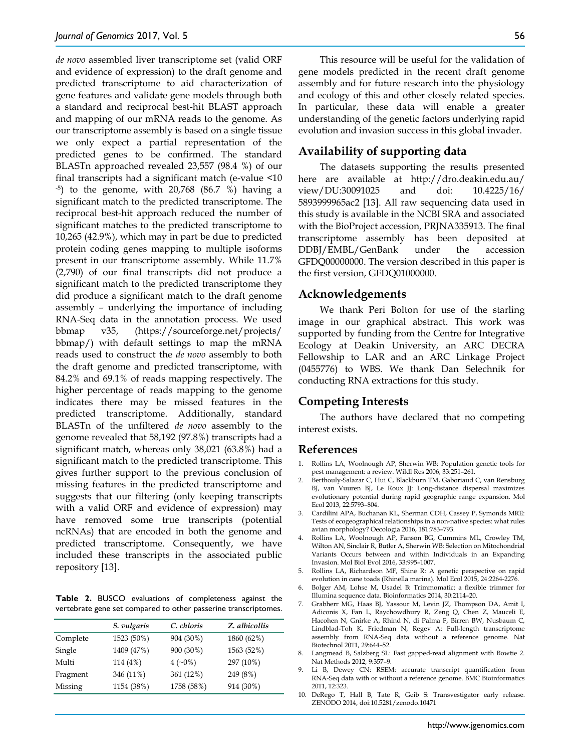*de novo* assembled liver transcriptome set (valid ORF and evidence of expression) to the draft genome and predicted transcriptome to aid characterization of gene features and validate gene models through both a standard and reciprocal best-hit BLAST approach and mapping of our mRNA reads to the genome. As our transcriptome assembly is based on a single tissue we only expect a partial representation of the predicted genes to be confirmed. The standard BLASTn approached revealed 23,557 (98.4 %) of our final transcripts had a significant match (e-value <$10^{-5}$) to the genome, with 20,768 (86.7 %) having a significant match to the predicted transcriptome. The reciprocal best-hit approach reduced the number of significant matches to the predicted transcriptome to 10,265 (42.9%), which may in part be due to predicted protein coding genes mapping to multiple isoforms present in our transcriptome assembly. While 11.7% (2,790) of our final transcripts did not produce a significant match to the predicted transcriptome they did produce a significant match to the draft genome assembly – underlying the importance of including RNA-Seq data in the annotation process. We used bbmap v35, (https://sourceforge.net/projects/bbmap/) with default settings to map the mRNA reads used to construct the *de novo* assembly to both the draft genome and predicted transcriptome, with 84.2% and 69.1% of reads mapping respectively. The higher percentage of reads mapping to the genome indicates there may be missed features in the predicted transcriptome. Additionally, standard BLASTn of the unfiltered *de novo* assembly to the genome revealed that 58,192 (97.8%) transcripts had a significant match, whereas only 38,021 (63.8%) had a significant match to the predicted transcriptome. This gives further support to the previous conclusion of missing features in the predicted transcriptome and suggests that our filtering (only keeping transcripts with a valid ORF and evidence of expression) may have removed some true transcripts (potential ncRNAs) that are encoded in both the genome and predicted transcriptome. Consequently, we have included these transcripts in the associated public repository [13].

**Table 2.** BUSCO evaluations of completeness against the vertebrate gene set compared to other passerine transcriptomes.

| | *S. vulgaris* | *C. chloris* | *Z. albicollis* |
|---|---|---|---|
| Complete | 1523 (50%) | 904 (30%) | 1860 (62%) |
| Single | 1409 (47%) | 900 (30%) | 1563 (52%) |
| Multi | 114 (4%) | 4 (~0%) | 297 (10%) |
| Fragment | 346 (11%) | 361 (12%) | 249 (8%) |
| Missing | 1154 (38%) | 1758 (58%) | 914 (30%) |

This resource will be useful for the validation of gene models predicted in the recent draft genome assembly and for future research into the physiology and ecology of this and other closely related species. In particular, these data will enable a greater understanding of the genetic factors underlying rapid evolution and invasion success in this global invader.

## Availability of supporting data

The datasets supporting the results presented here are available at http://dro.deakin.edu.au/view/DU:30091025 and doi: 10.4225/16/5893999965ac2 [13]. All raw sequencing data used in this study is available in the NCBI SRA and associated with the BioProject accession, PRJNA335913. The final transcriptome assembly has been deposited at DDBJ/EMBL/GenBank under the accession GFDQ00000000. The version described in this paper is the first version, GFDQ01000000.

## Acknowledgements

We thank Peri Bolton for use of the starling image in our graphical abstract. This work was supported by funding from the Centre for Integrative Ecology at Deakin University, an ARC DECRA Fellowship to LAR and an ARC Linkage Project (0455776) to WBS. We thank Dan Selechnik for conducting RNA extractions for this study.

## Competing Interests

The authors have declared that no competing interest exists.

## References

1. Rollins LA, Woolnough AP, Sherwin WB: Population genetic tools for pest management: a review. Wildl Res 2006, 33:251–261.
2. Berthouly-Salazar C, Hui C, Blackburn TM, Gaboriaud C, van Rensburg BJ, van Vuuren BJ, Le Roux JJ: Long-distance dispersal maximizes evolutionary potential during rapid geographic range expansion. Mol Ecol 2013, 22:5793–804.
3. Cardilini APA, Buchanan KL, Sherman CDH, Cassey P, Symonds MRE: Tests of ecogeographical relationships in a non-native species: what rules avian morphology? Oecologia 2016, 181:783–793.
4. Rollins LA, Woolnough AP, Fanson BG, Cummins ML, Crowley TM, Wilton AN, Sinclair R, Butler A, Sherwin WB: Selection on Mitochondrial Variants Occurs between and within Individuals in an Expanding Invasion. Mol Biol Evol 2016, 33:995–1007.
5. Rollins LA, Richardson MF, Shine R: A genetic perspective on rapid evolution in cane toads (Rhinella marina). Mol Ecol 2015, 24:2264-2276.
6. Bolger AM, Lohse M, Usadel B: Trimmomatic: a flexible trimmer for Illumina sequence data. Bioinformatics 2014, 30:2114–20.
7. Grabherr MG, Haas BJ, Yassour M, Levin JZ, Thompson DA, Amit I, Adiconis X, Fan L, Raychowdhury R, Zeng Q, Chen Z, Mauceli E, Hacohen N, Gnirke A, Rhind N, di Palma F, Birren BW, Nusbaum C, Lindblad-Toh K, Friedman N, Regev A: Full-length transcriptome assembly from RNA-Seq data without a reference genome. Nat Biotechnol 2011, 29:644–52.
8. Langmead B, Salzberg SL: Fast gapped-read alignment with Bowtie 2. Nat Methods 2012, 9:357–9.
9. Li B, Dewey CN: RSEM: accurate transcript quantification from RNA-Seq data with or without a reference genome. BMC Bioinformatics 2011, 12:323.
10. DeRego T, Hall B, Tate R, Geib S: Transvestigator early release. ZENODO 2014, doi:10.5281/zenodo.10471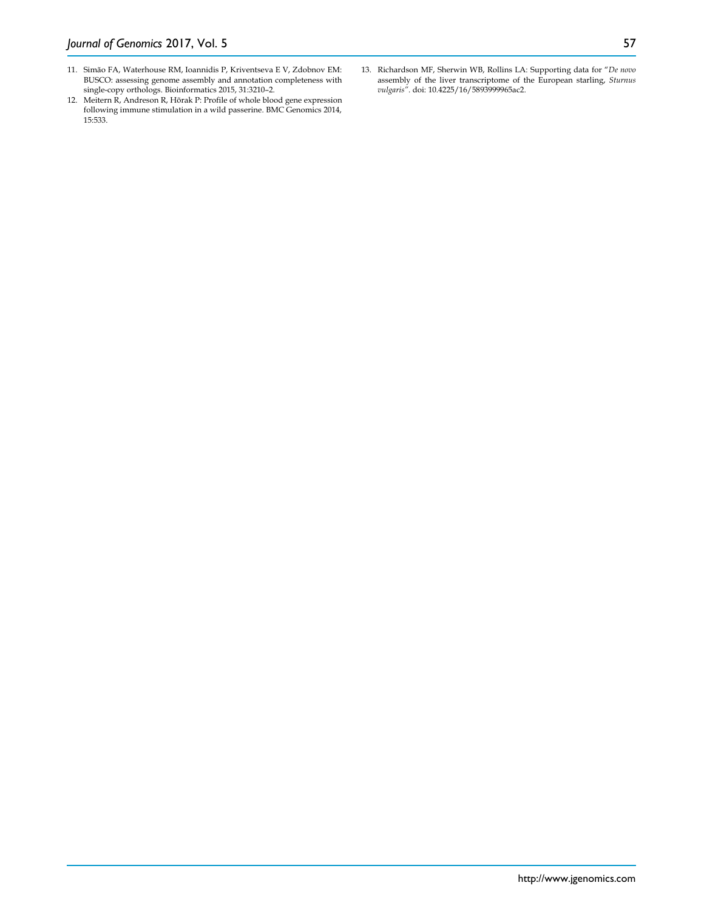11. Simão FA, Waterhouse RM, Ioannidis P, Kriventseva E V, Zdobnov EM: BUSCO: assessing genome assembly and annotation completeness with single-copy orthologs. Bioinformatics 2015, 31:3210–2.
12. Meitern R, Andreson R, Hõrak P: Profile of whole blood gene expression following immune stimulation in a wild passerine. BMC Genomics 2014, 15:533.
13. Richardson MF, Sherwin WB, Rollins LA: Supporting data for "*De novo* assembly of the liver transcriptome of the European starling, *Sturnus vulgaris*". doi: 10.4225/16/5893999965ac2.